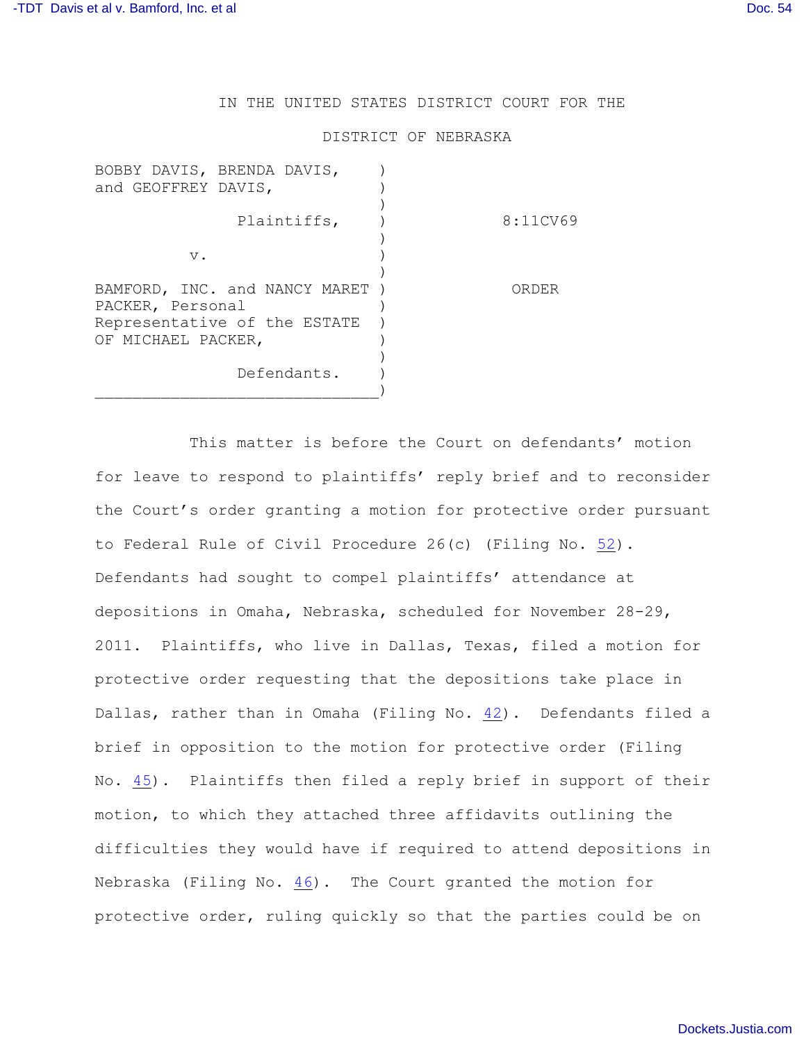IN THE UNITED STATES DISTRICT COURT FOR THE

DISTRICT OF NEBRASKA

| | | |
|---|---|---|
| BOBBY DAVIS, BRENDA DAVIS, and GEOFFREY DAVIS, Plaintiffs, | ) | 8:11CV69 |
| v. | ) | |
| BAMFORD, INC. and NANCY MARET PACKER, Personal Representative of the ESTATE OF MICHAEL PACKER, Defendants. | ) | ORDER |

This matter is before the Court on defendants' motion for leave to respond to plaintiffs' reply brief and to reconsider the Court's order granting a motion for protective order pursuant to Federal Rule of Civil Procedure 26(c) (Filing No. 52). Defendants had sought to compel plaintiffs' attendance at depositions in Omaha, Nebraska, scheduled for November 28-29, 2011. Plaintiffs, who live in Dallas, Texas, filed a motion for protective order requesting that the depositions take place in Dallas, rather than in Omaha (Filing No. 42). Defendants filed a brief in opposition to the motion for protective order (Filing No. 45). Plaintiffs then filed a reply brief in support of their motion, to which they attached three affidavits outlining the difficulties they would have if required to attend depositions in Nebraska (Filing No. 46). The Court granted the motion for protective order, ruling quickly so that the parties could be on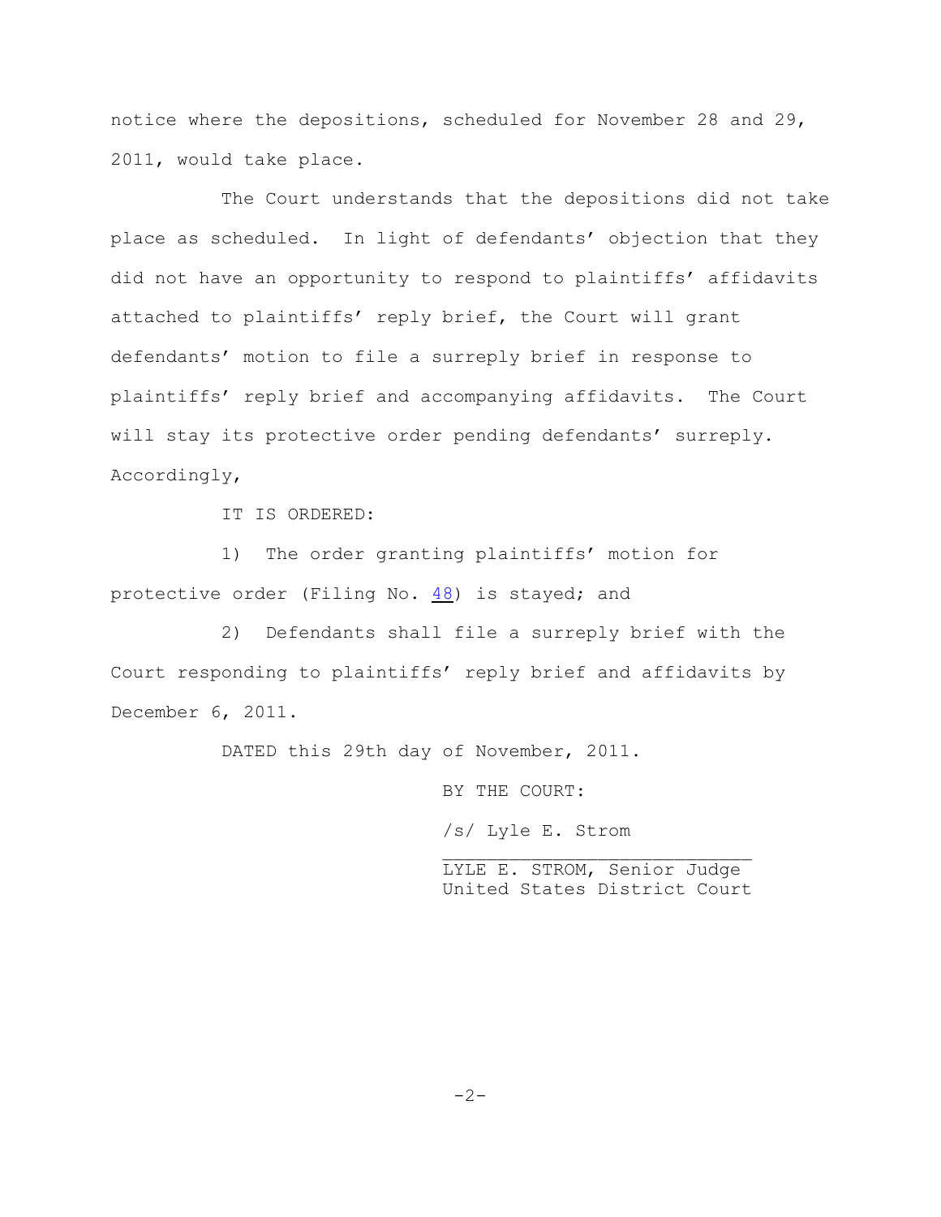notice where the depositions, scheduled for November 28 and 29, 2011, would take place.

The Court understands that the depositions did not take place as scheduled. In light of defendants' objection that they did not have an opportunity to respond to plaintiffs' affidavits attached to plaintiffs' reply brief, the Court will grant defendants' motion to file a surreply brief in response to plaintiffs' reply brief and accompanying affidavits. The Court will stay its protective order pending defendants' surreply. Accordingly,

IT IS ORDERED:

1) The order granting plaintiffs' motion for protective order (Filing No. 48) is stayed; and

2) Defendants shall file a surreply brief with the Court responding to plaintiffs' reply brief and affidavits by December 6, 2011.

DATED this 29th day of November, 2011.

BY THE COURT:

/s/ Lyle E. Strom

LYLE E. STROM, Senior Judge
United States District Court